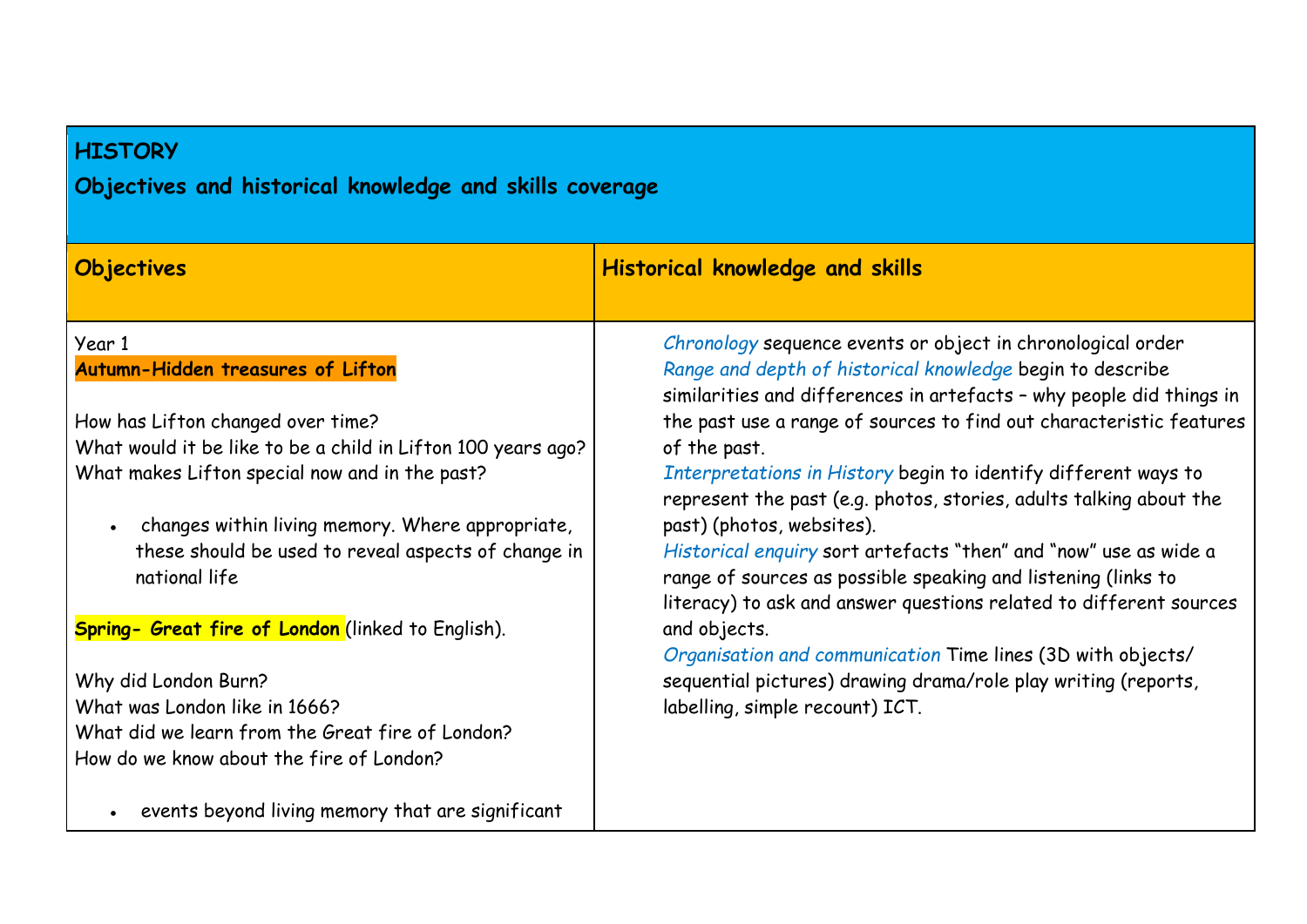| **HISTORY**<br><br>**Objectives and historical knowledge and skills coverage** | |
|---|---|
| **Objectives** | **Historical knowledge and skills** |
| Year 1<br>**Autumn-Hidden treasures of Lifton**<br><br>How has Lifton changed over time?<br>What would it be like to be a child in Lifton 100 years ago?<br>What makes Lifton special now and in the past?<br><br>• changes within living memory. Where appropriate, these should be used to reveal aspects of change in national life<br><br>**Spring- Great fire of London** (linked to English).<br><br>Why did London Burn?<br>What was London like in 1666?<br>What did we learn from the Great fire of London?<br>How do we know about the fire of London?<br><br>• events beyond living memory that are significant | *Chronology* sequence events or object in chronological order<br>*Range and depth of historical knowledge* begin to describe similarities and differences in artefacts – why people did things in the past use a range of sources to find out characteristic features of the past.<br>*Interpretations in History* begin to identify different ways to represent the past (e.g. photos, stories, adults talking about the past) (photos, websites).<br>*Historical enquiry* sort artefacts "then" and "now" use as wide a range of sources as possible speaking and listening (links to literacy) to ask and answer questions related to different sources and objects.<br>*Organisation and communication* Time lines (3D with objects/ sequential pictures) drawing drama/role play writing (reports, labelling, simple recount) ICT. |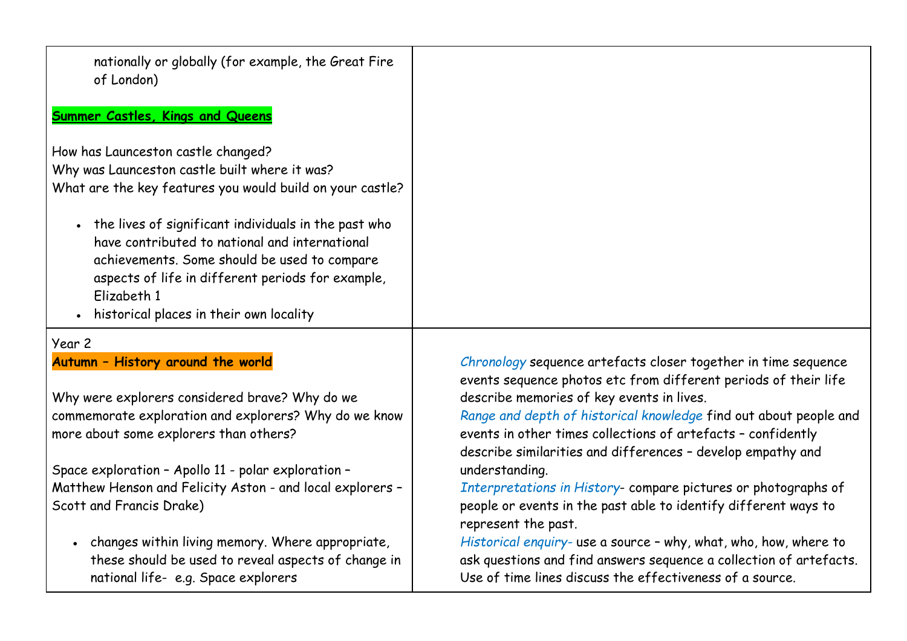| | |
|---|---|
| nationally or globally (for example, the Great Fire of London)<br><br>**Summer Castles, Kings and Queens**<br><br>How has Launceston castle changed?<br>Why was Launceston castle built where it was?<br>What are the key features you would build on your castle?<br><br>• the lives of significant individuals in the past who have contributed to national and international achievements. Some should be used to compare aspects of life in different periods for example, Elizabeth 1<br>• historical places in their own locality | |
| Year 2<br>**Autumn – History around the world**<br><br>Why were explorers considered brave? Why do we commemorate exploration and explorers? Why do we know more about some explorers than others?<br><br>Space exploration – Apollo 11 - polar exploration – Matthew Henson and Felicity Aston - and local explorers – Scott and Francis Drake)<br><br>• changes within living memory. Where appropriate, these should be used to reveal aspects of change in national life- e.g. Space explorers | *Chronology* sequence artefacts closer together in time sequence events sequence photos etc from different periods of their life describe memories of key events in lives.<br>*Range and depth of historical knowledge* find out about people and events in other times collections of artefacts – confidently describe similarities and differences – develop empathy and understanding.<br>*Interpretations in History*- compare pictures or photographs of people or events in the past able to identify different ways to represent the past.<br>*Historical enquiry-* use a source – why, what, who, how, where to ask questions and find answers sequence a collection of artefacts. Use of time lines discuss the effectiveness of a source. |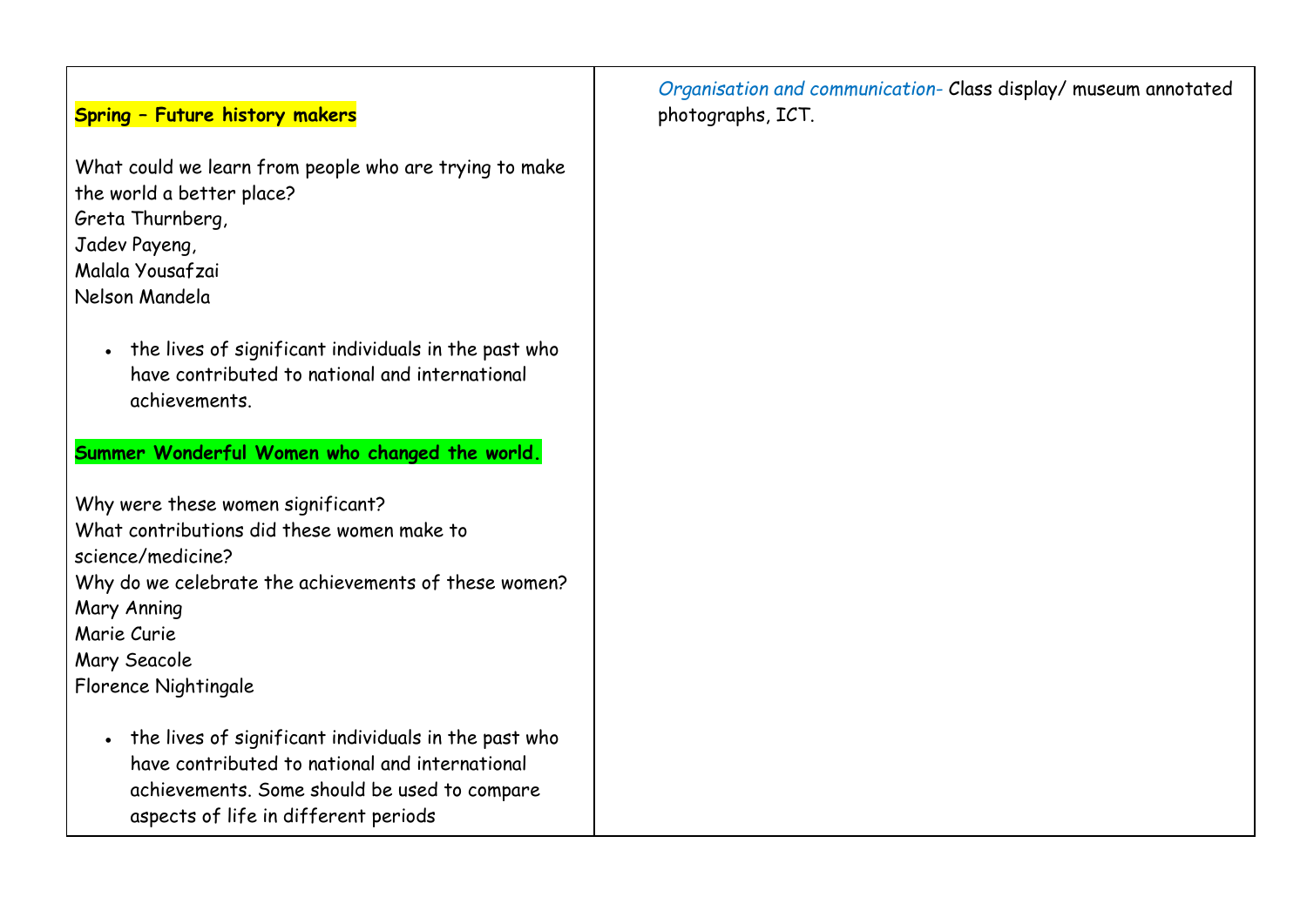| | |
|---|---|
| **Spring – Future history makers**<br><br>What could we learn from people who are trying to make the world a better place?<br>Greta Thurnberg,<br>Jadev Payeng,<br>Malala Yousafzai<br>Nelson Mandela<br><br>• the lives of significant individuals in the past who have contributed to national and international achievements.<br><br>**Summer Wonderful Women who changed the world.**<br><br>Why were these women significant?<br>What contributions did these women make to science/medicine?<br>Why do we celebrate the achievements of these women?<br>Mary Anning<br>Marie Curie<br>Mary Seacole<br>Florence Nightingale<br><br>• the lives of significant individuals in the past who have contributed to national and international achievements. Some should be used to compare aspects of life in different periods | *Organisation and communication-* Class display/ museum annotated photographs, ICT. |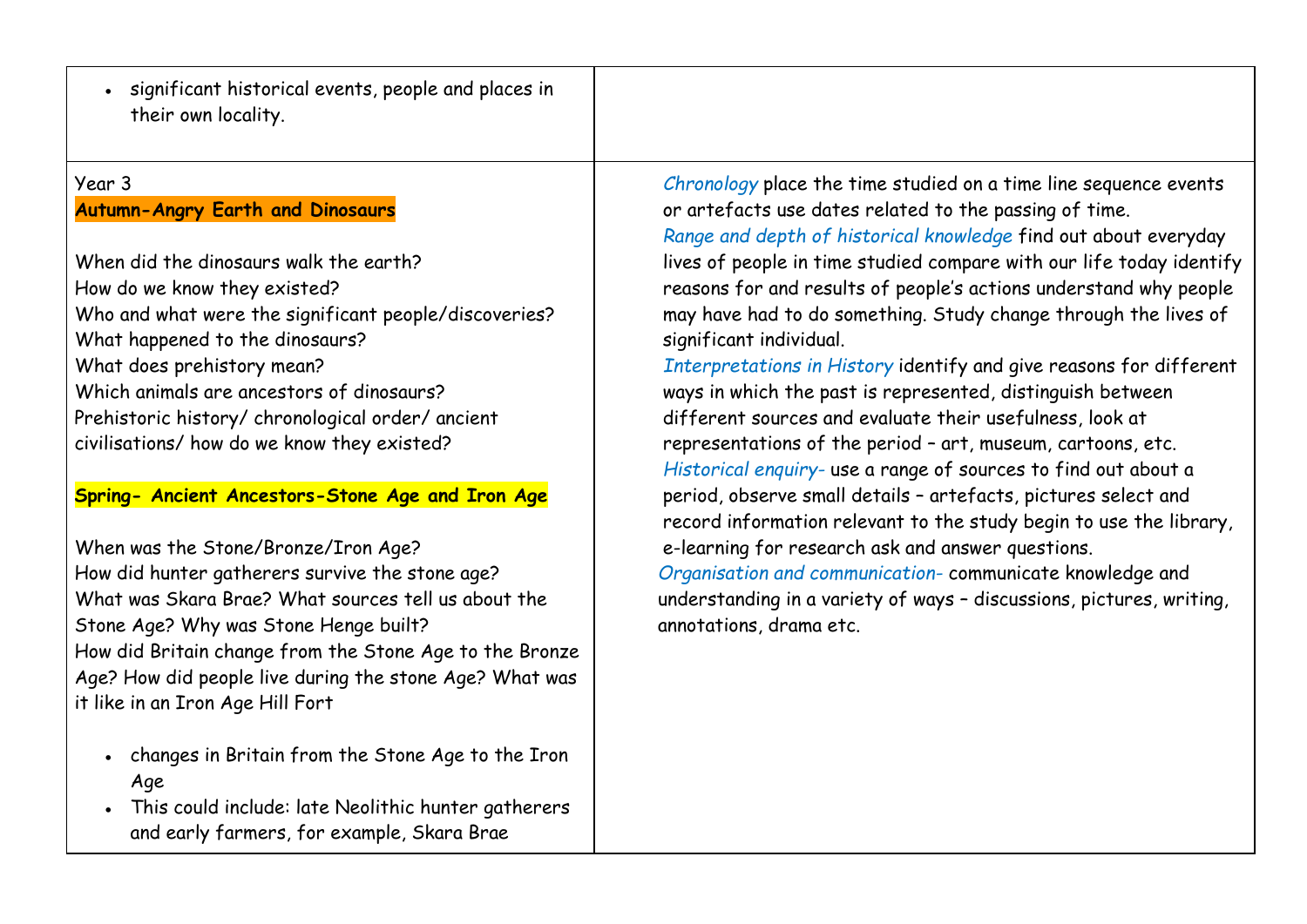| | |
|---|---|
| • significant historical events, people and places in their own locality. | |
| Year 3<br>**Autumn-Angry Earth and Dinosaurs**<br><br>When did the dinosaurs walk the earth?<br>How do we know they existed?<br>Who and what were the significant people/discoveries?<br>What happened to the dinosaurs?<br>What does prehistory mean?<br>Which animals are ancestors of dinosaurs?<br>Prehistoric history/ chronological order/ ancient civilisations/ how do we know they existed?<br><br>**Spring- Ancient Ancestors-Stone Age and Iron Age**<br><br>When was the Stone/Bronze/Iron Age?<br>How did hunter gatherers survive the stone age?<br>What was Skara Brae? What sources tell us about the Stone Age? Why was Stone Henge built?<br>How did Britain change from the Stone Age to the Bronze Age? How did people live during the stone Age? What was it like in an Iron Age Hill Fort<br><br>• changes in Britain from the Stone Age to the Iron Age<br>• This could include: late Neolithic hunter gatherers and early farmers, for example, Skara Brae | *Chronology* place the time studied on a time line sequence events or artefacts use dates related to the passing of time.<br>*Range and depth of historical knowledge* find out about everyday lives of people in time studied compare with our life today identify reasons for and results of people's actions understand why people may have had to do something. Study change through the lives of significant individual.<br>*Interpretations in History* identify and give reasons for different ways in which the past is represented, distinguish between different sources and evaluate their usefulness, look at representations of the period – art, museum, cartoons, etc.<br>*Historical enquiry-* use a range of sources to find out about a period, observe small details – artefacts, pictures select and record information relevant to the study begin to use the library, e-learning for research ask and answer questions.<br>*Organisation and communication-* communicate knowledge and understanding in a variety of ways – discussions, pictures, writing, annotations, drama etc. |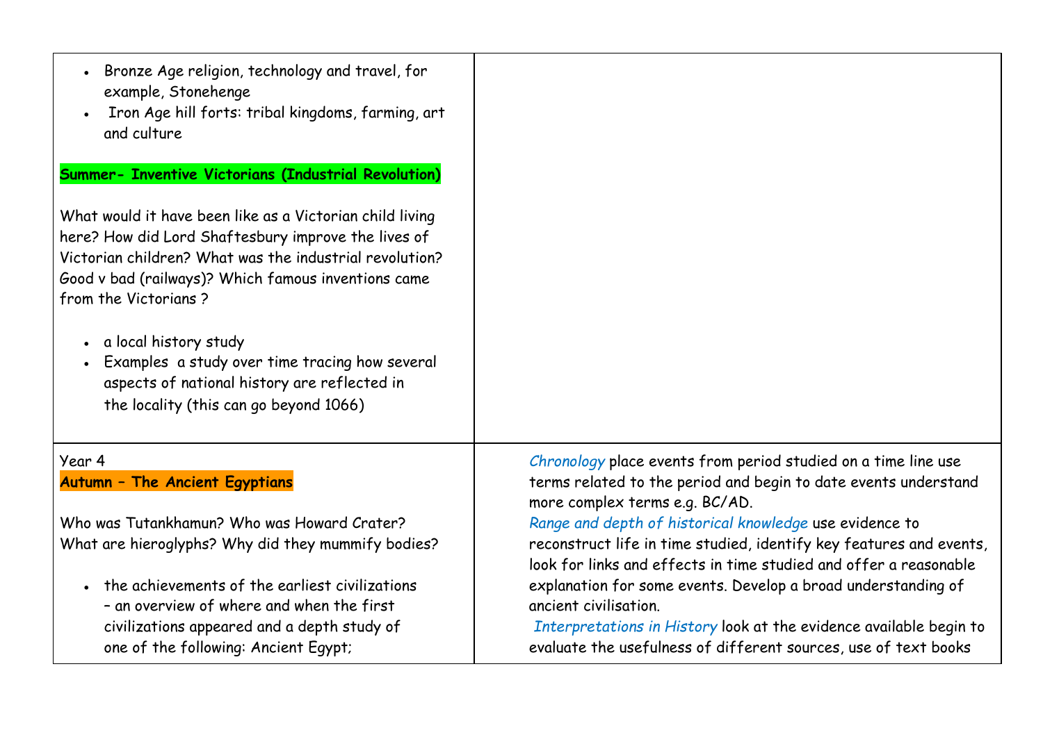| | |
|---|---|
| • Bronze Age religion, technology and travel, for example, Stonehenge<br>• Iron Age hill forts: tribal kingdoms, farming, art and culture<br><br>**Summer- Inventive Victorians (Industrial Revolution)**<br><br>What would it have been like as a Victorian child living here? How did Lord Shaftesbury improve the lives of Victorian children? What was the industrial revolution? Good v bad (railways)? Which famous inventions came from the Victorians ?<br><br>• a local history study<br>• Examples a study over time tracing how several aspects of national history are reflected in the locality (this can go beyond 1066) | |
| Year 4<br>**Autumn – The Ancient Egyptians**<br><br>Who was Tutankhamun? Who was Howard Crater? What are hieroglyphs? Why did they mummify bodies?<br><br>• the achievements of the earliest civilizations – an overview of where and when the first civilizations appeared and a depth study of one of the following: Ancient Egypt; | *Chronology* place events from period studied on a time line use terms related to the period and begin to date events understand more complex terms e.g. BC/AD.<br>*Range and depth of historical knowledge* use evidence to reconstruct life in time studied, identify key features and events, look for links and effects in time studied and offer a reasonable explanation for some events. Develop a broad understanding of ancient civilisation.<br>*Interpretations in History* look at the evidence available begin to evaluate the usefulness of different sources, use of text books |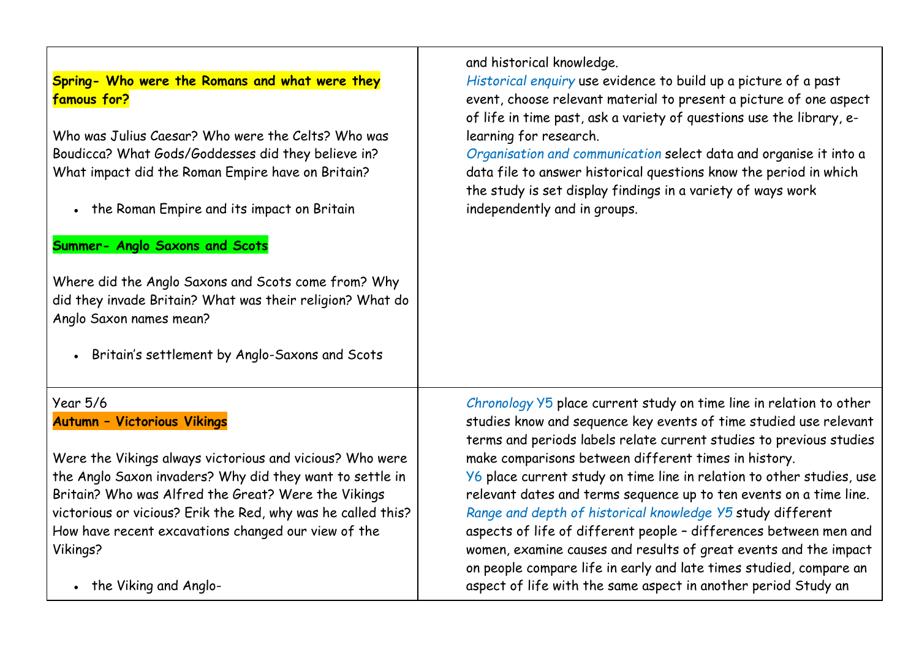| | |
|---|---|
| **Spring- Who were the Romans and what were they famous for?**<br><br>Who was Julius Caesar? Who were the Celts? Who was Boudicca? What Gods/Goddesses did they believe in? What impact did the Roman Empire have on Britain?<br><br>• the Roman Empire and its impact on Britain<br><br>**Summer- Anglo Saxons and Scots**<br><br>Where did the Anglo Saxons and Scots come from? Why did they invade Britain? What was their religion? What do Anglo Saxon names mean?<br><br>• Britain's settlement by Anglo-Saxons and Scots | and historical knowledge.<br>*Historical enquiry* use evidence to build up a picture of a past event, choose relevant material to present a picture of one aspect of life in time past, ask a variety of questions use the library, e-learning for research.<br>*Organisation and communication* select data and organise it into a data file to answer historical questions know the period in which the study is set display findings in a variety of ways work independently and in groups. |
| Year 5/6<br>**Autumn – Victorious Vikings**<br><br>Were the Vikings always victorious and vicious? Who were the Anglo Saxon invaders? Why did they want to settle in Britain? Who was Alfred the Great? Were the Vikings victorious or vicious? Erik the Red, why was he called this? How have recent excavations changed our view of the Vikings?<br><br>• the Viking and Anglo- | *Chronology* Y5 place current study on time line in relation to other studies know and sequence key events of time studied use relevant terms and periods labels relate current studies to previous studies make comparisons between different times in history.<br>Y6 place current study on time line in relation to other studies, use relevant dates and terms sequence up to ten events on a time line.<br>*Range and depth of historical knowledge* Y5 study different aspects of life of different people – differences between men and women, examine causes and results of great events and the impact on people compare life in early and late times studied, compare an aspect of life with the same aspect in another period Study an |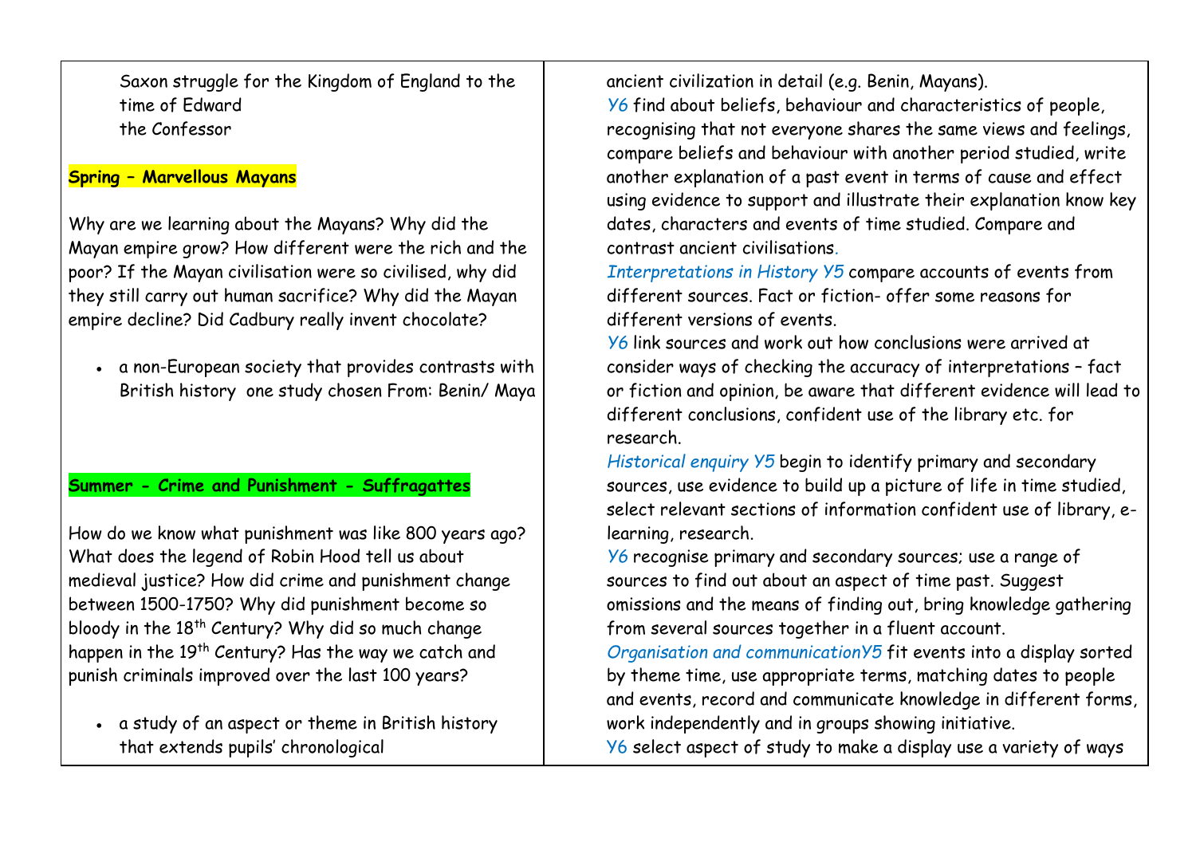| | |
|---|---|
| Saxon struggle for the Kingdom of England to the time of Edward the Confessor<br><br>**Spring – Marvellous Mayans**<br><br>Why are we learning about the Mayans? Why did the Mayan empire grow? How different were the rich and the poor? If the Mayan civilisation were so civilised, why did they still carry out human sacrifice? Why did the Mayan empire decline? Did Cadbury really invent chocolate?<br><br>• a non-European society that provides contrasts with British history one study chosen From: Benin/ Maya<br><br>**Summer - Crime and Punishment - Suffragattes**<br><br>How do we know what punishment was like 800 years ago? What does the legend of Robin Hood tell us about medieval justice? How did crime and punishment change between 1500-1750? Why did punishment become so bloody in the 18th Century? Why did so much change happen in the 19th Century? Has the way we catch and punish criminals improved over the last 100 years?<br><br>• a study of an aspect or theme in British history that extends pupils' chronological | ancient civilization in detail (e.g. Benin, Mayans).<br>Y6 find about beliefs, behaviour and characteristics of people, recognising that not everyone shares the same views and feelings, compare beliefs and behaviour with another period studied, write another explanation of a past event in terms of cause and effect using evidence to support and illustrate their explanation know key dates, characters and events of time studied. Compare and contrast ancient civilisations.<br>*Interpretations in History Y5* compare accounts of events from different sources. Fact or fiction- offer some reasons for different versions of events.<br>Y6 link sources and work out how conclusions were arrived at consider ways of checking the accuracy of interpretations – fact or fiction and opinion, be aware that different evidence will lead to different conclusions, confident use of the library etc. for research.<br>*Historical enquiry Y5* begin to identify primary and secondary sources, use evidence to build up a picture of life in time studied, select relevant sections of information confident use of library, e-learning, research.<br>Y6 recognise primary and secondary sources; use a range of sources to find out about an aspect of time past. Suggest omissions and the means of finding out, bring knowledge gathering from several sources together in a fluent account.<br>*Organisation and communicationY5* fit events into a display sorted by theme time, use appropriate terms, matching dates to people and events, record and communicate knowledge in different forms, work independently and in groups showing initiative.<br>Y6 select aspect of study to make a display use a variety of ways |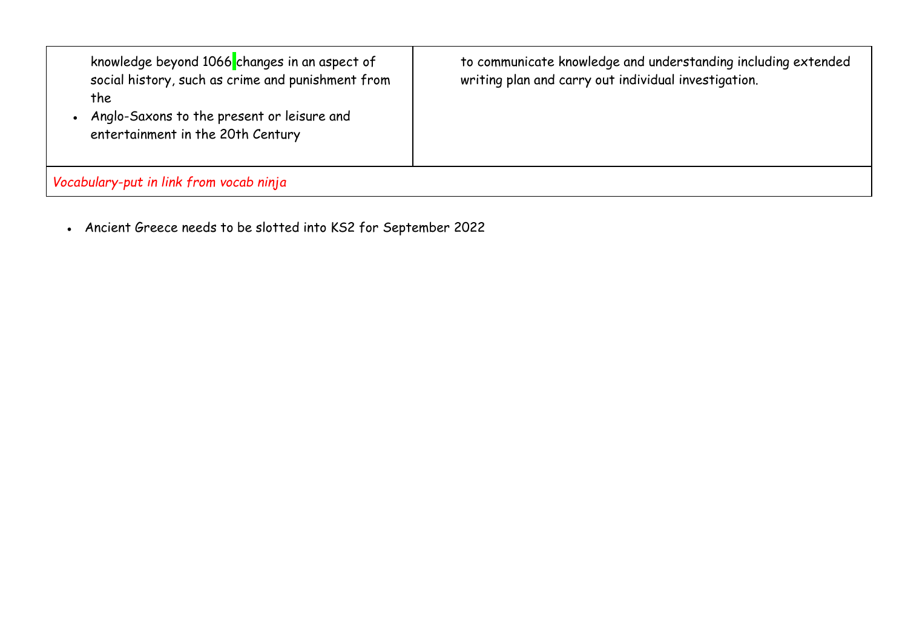| | |
|---|---|
| knowledge beyond 1066 changes in an aspect of social history, such as crime and punishment from the<br>• Anglo-Saxons to the present or leisure and entertainment in the 20th Century | to communicate knowledge and understanding including extended writing plan and carry out individual investigation. |
| *Vocabulary-put in link from vocab ninja* | |

- Ancient Greece needs to be slotted into KS2 for September 2022